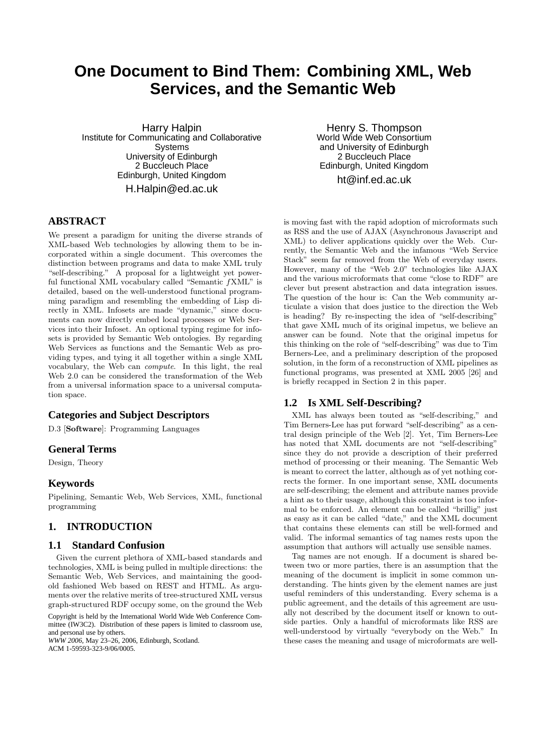# One Document to Bind Them: Combining XML, Web Services, and the Semantic Web

Harry Halpin
Institute for Communicating and Collaborative Systems
University of Edinburgh
2 Buccleuch Place
Edinburgh, United Kingdom
H.Halpin@ed.ac.uk

Henry S. Thompson
World Wide Web Consortium and University of Edinburgh
2 Buccleuch Place
Edinburgh, United Kingdom
ht@inf.ed.ac.uk

## ABSTRACT

We present a paradigm for uniting the diverse strands of XML-based Web technologies by allowing them to be incorporated within a single document. This overcomes the distinction between programs and data to make XML truly "self-describing." A proposal for a lightweight yet powerful functional XML vocabulary called "Semantic *f*XML" is detailed, based on the well-understood functional programming paradigm and resembling the embedding of Lisp directly in XML. Infosets are made "dynamic," since documents can now directly embed local processes or Web Services into their Infoset. An optional typing regime for infosets is provided by Semantic Web ontologies. By regarding Web Services as functions and the Semantic Web as providing types, and tying it all together within a single XML vocabulary, the Web can *compute*. In this light, the real Web 2.0 can be considered the transformation of the Web from a universal information space to a universal computation space.

## Categories and Subject Descriptors

D.3 [**Software**]: Programming Languages

## General Terms

Design, Theory

## Keywords

Pipelining, Semantic Web, Web Services, XML, functional programming

## 1. INTRODUCTION

### 1.1 Standard Confusion

Given the current plethora of XML-based standards and technologies, XML is being pulled in multiple directions: the Semantic Web, Web Services, and maintaining the good-old fashioned Web based on REST and HTML. As arguments over the relative merits of tree-structured XML versus graph-structured RDF occupy some, on the ground the Web is moving fast with the rapid adoption of microformats such as RSS and the use of AJAX (Asynchronous Javascript and XML) to deliver applications quickly over the Web. Currently, the Semantic Web and the infamous "Web Service Stack" seem far removed from the Web of everyday users. However, many of the "Web 2.0" technologies like AJAX and the various microformats that come "close to RDF" are clever but present abstraction and data integration issues. The question of the hour is: Can the Web community articulate a vision that does justice to the direction the Web is heading? By re-inspecting the idea of "self-describing" that gave XML much of its original impetus, we believe an answer can be found. Note that the original impetus for this thinking on the role of "self-describing" was due to Tim Berners-Lee, and a preliminary description of the proposed solution, in the form of a reconstruction of XML pipelines as functional programs, was presented at XML 2005 [26] and is briefly recapped in Section 2 in this paper.

Copyright is held by the International World Wide Web Conference Committee (IW3C2). Distribution of these papers is limited to classroom use, and personal use by others.
*WWW 2006*, May 23–26, 2006, Edinburgh, Scotland.
ACM 1-59593-323-9/06/0005.

### 1.2 Is XML Self-Describing?

XML has always been touted as "self-describing," and Tim Berners-Lee has put forward "self-describing" as a central design principle of the Web [2]. Yet, Tim Berners-Lee has noted that XML documents are not "self-describing" since they do not provide a description of their preferred method of processing or their meaning. The Semantic Web is meant to correct the latter, although as of yet nothing corrects the former. In one important sense, XML documents are self-describing; the element and attribute names provide a hint as to their usage, although this constraint is too informal to be enforced. An element can be called "brillig" just as easy as it can be called "date," and the XML document that contains these elements can still be well-formed and valid. The informal semantics of tag names rests upon the assumption that authors will actually use sensible names.

Tag names are not enough. If a document is shared between two or more parties, there is an assumption that the meaning of the document is implicit in some common understanding. The hints given by the element names are just useful reminders of this understanding. Every schema is a public agreement, and the details of this agreement are usually not described by the document itself or known to outside parties. Only a handful of microformats like RSS are well-understood by virtually "everybody on the Web." In these cases the meaning and usage of microformats are well-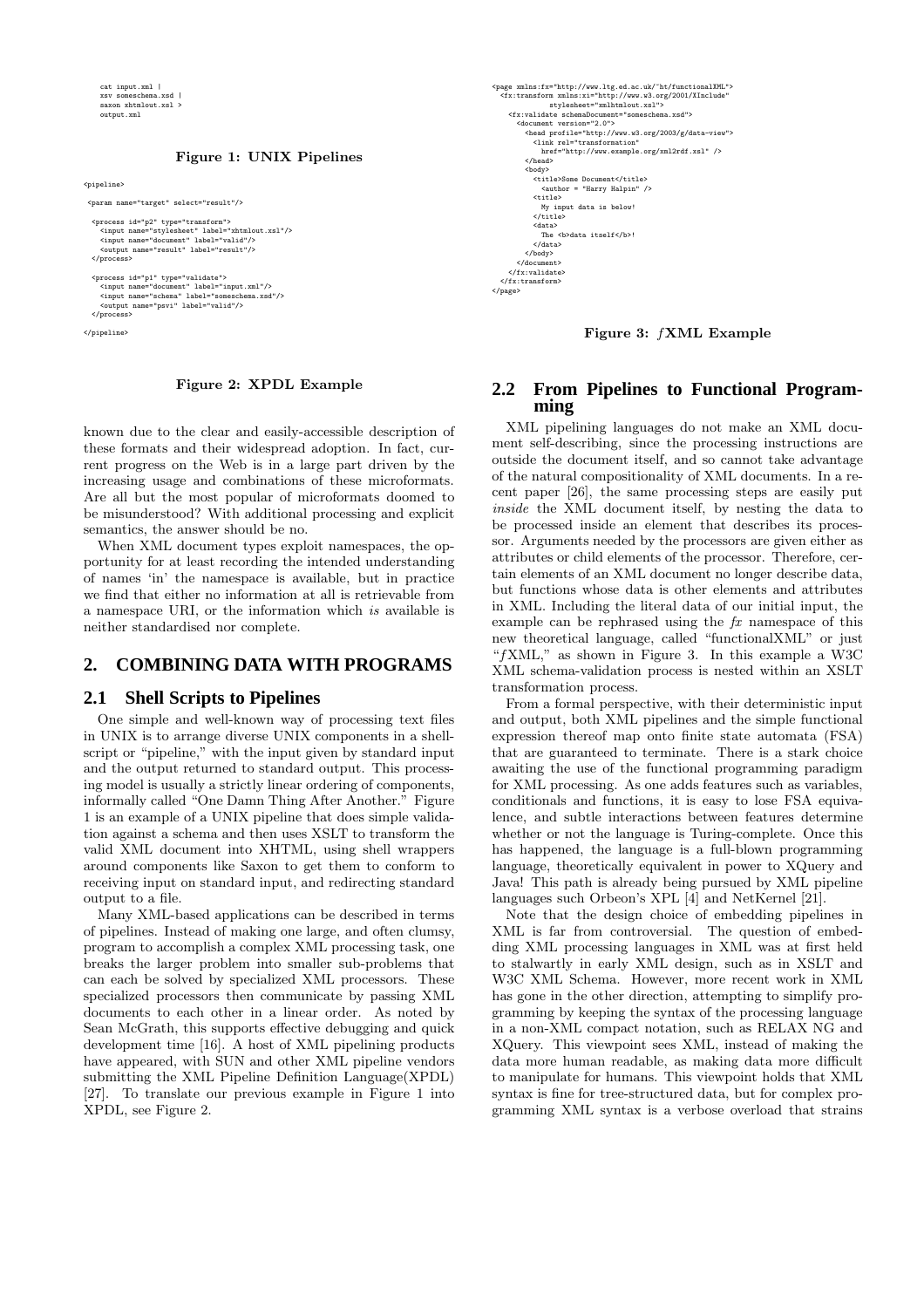```
cat input.xml |
xsv someschema.xsd |
saxon xhtmlout.xsl >
output.xml
```

**Figure 1: UNIX Pipelines**

```
<pipeline>

 <param name="target" select="result"/>

  <process id="p2" type="transform">
    <input name="stylesheet" label="xhtmlout.xsl"/>
    <input name="document" label="valid"/>
    <output name="result" label="result"/>
  </process>

  <process id="p1" type="validate">
    <input name="document" label="input.xml"/>
    <input name="schema" label="someschema.xsd"/>
    <output name="psvi" label="valid"/>
  </process>

</pipeline>
```

**Figure 2: XPDL Example**

known due to the clear and easily-accessible description of these formats and their widespread adoption. In fact, current progress on the Web is in a large part driven by the increasing usage and combinations of these microformats. Are all but the most popular of microformats doomed to be misunderstood? With additional processing and explicit semantics, the answer should be no.

When XML document types exploit namespaces, the opportunity for at least recording the intended understanding of names 'in' the namespace is available, but in practice we find that either no information at all is retrievable from a namespace URI, or the information which *is* available is neither standardised nor complete.

## 2. COMBINING DATA WITH PROGRAMS

### 2.1 Shell Scripts to Pipelines

One simple and well-known way of processing text files in UNIX is to arrange diverse UNIX components in a shell-script or "pipeline," with the input given by standard input and the output returned to standard output. This processing model is usually a strictly linear ordering of components, informally called "One Damn Thing After Another." Figure 1 is an example of a UNIX pipeline that does simple validation against a schema and then uses XSLT to transform the valid XML document into XHTML, using shell wrappers around components like Saxon to get them to conform to receiving input on standard input, and redirecting standard output to a file.

Many XML-based applications can be described in terms of pipelines. Instead of making one large, and often clumsy, program to accomplish a complex XML processing task, one breaks the larger problem into smaller sub-problems that can each be solved by specialized XML processors. These specialized processors then communicate by passing XML documents to each other in a linear order. As noted by Sean McGrath, this supports effective debugging and quick development time [16]. A host of XML pipelining products have appeared, with SUN and other XML pipeline vendors submitting the XML Pipeline Definition Language(XPDL) [27]. To translate our previous example in Figure 1 into XPDL, see Figure 2.

```
<page xmlns:fx="http://www.ltg.ed.ac.uk/~ht/functionalXML">
  <fx:transform xmlns:xi="http://www.w3.org/2001/XInclude"
            stylesheet="xmlhtmlout.xsl">
    <fx:validate schemaDocument="someschema.xsd">
      <document version="2.0">
        <head profile="http://www.w3.org/2003/g/data-view">
          <link rel="transformation"
            href="http://www.example.org/xml2rdf.xsl" />
        </head>
        <body>
          <title>Some Document</title>
            <author = "Harry Halpin" />
          <title>
            My input data is below!
          </title>
          <data>
            The <b>data itself</b>!
          </data>
        </body>
      </document>
    </fx:validate>
  </fx:transform>
</page>
```

**Figure 3: *f*XML Example**

### 2.2 From Pipelines to Functional Programming

XML pipelining languages do not make an XML document self-describing, since the processing instructions are outside the document itself, and so cannot take advantage of the natural compositionality of XML documents. In a recent paper [26], the same processing steps are easily put *inside* the XML document itself, by nesting the data to be processed inside an element that describes its processor. Arguments needed by the processors are given either as attributes or child elements of the processor. Therefore, certain elements of an XML document no longer describe data, but functions whose data is other elements and attributes in XML. Including the literal data of our initial input, the example can be rephrased using the *fx* namespace of this new theoretical language, called "functionalXML" or just "*f*XML," as shown in Figure 3. In this example a W3C XML schema-validation process is nested within an XSLT transformation process.

From a formal perspective, with their deterministic input and output, both XML pipelines and the simple functional expression thereof map onto finite state automata (FSA) that are guaranteed to terminate. There is a stark choice awaiting the use of the functional programming paradigm for XML processing. As one adds features such as variables, conditionals and functions, it is easy to lose FSA equivalence, and subtle interactions between features determine whether or not the language is Turing-complete. Once this has happened, the language is a full-blown programming language, theoretically equivalent in power to XQuery and Java! This path is already being pursued by XML pipeline languages such Orbeon's XPL [4] and NetKernel [21].

Note that the design choice of embedding pipelines in XML is far from controversial. The question of embedding XML processing languages in XML was at first held to stalwartly in early XML design, such as in XSLT and W3C XML Schema. However, more recent work in XML has gone in the other direction, attempting to simplify programming by keeping the syntax of the processing language in a non-XML compact notation, such as RELAX NG and XQuery. This viewpoint sees XML, instead of making the data more human readable, as making data more difficult to manipulate for humans. This viewpoint holds that XML syntax is fine for tree-structured data, but for complex programming XML syntax is a verbose overload that strains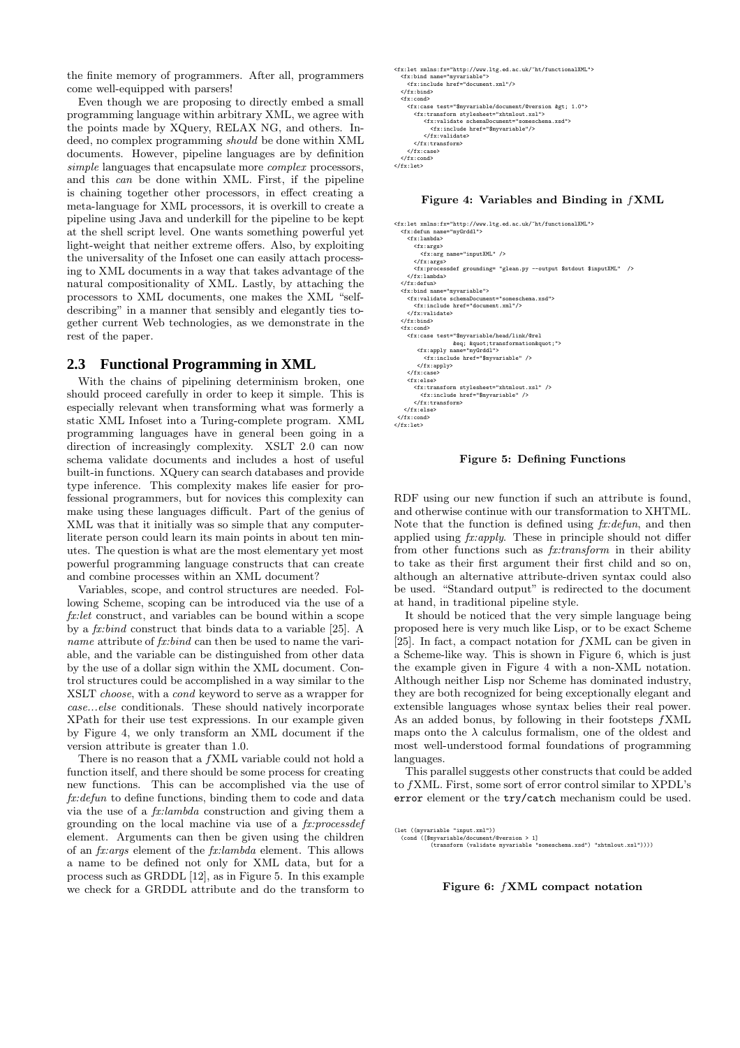the finite memory of programmers. After all, programmers come well-equipped with parsers!

Even though we are proposing to directly embed a small programming language within arbitrary XML, we agree with the points made by XQuery, RELAX NG, and others. Indeed, no complex programming *should* be done within XML documents. However, pipeline languages are by definition *simple* languages that encapsulate more *complex* processors, and this *can* be done within XML. First, if the pipeline is chaining together other processors, in effect creating a meta-language for XML processors, it is overkill to create a pipeline using Java and underkill for the pipeline to be kept at the shell script level. One wants something powerful yet light-weight that neither extreme offers. Also, by exploiting the universality of the Infoset one can easily attach processing to XML documents in a way that takes advantage of the natural compositionality of XML. Lastly, by attaching the processors to XML documents, one makes the XML "self-describing" in a manner that sensibly and elegantly ties together current Web technologies, as we demonstrate in the rest of the paper.

## 2.3 Functional Programming in XML

With the chains of pipelining determinism broken, one should proceed carefully in order to keep it simple. This is especially relevant when transforming what was formerly a static XML Infoset into a Turing-complete program. XML programming languages have in general been going in a direction of increasingly complexity. XSLT 2.0 can now schema validate documents and includes a host of useful built-in functions. XQuery can search databases and provide type inference. This complexity makes life easier for professional programmers, but for novices this complexity can make using these languages difficult. Part of the genius of XML was that it initially was so simple that any computer-literate person could learn its main points in about ten minutes. The question is what are the most elementary yet most powerful programming language constructs that can create and combine processes within an XML document?

Variables, scope, and control structures are needed. Following Scheme, scoping can be introduced via the use of a *fx:let* construct, and variables can be bound within a scope by a *fx:bind* construct that binds data to a variable [25]. A *name* attribute of *fx:bind* can then be used to name the variable, and the variable can be distinguished from other data by the use of a dollar sign within the XML document. Control structures could be accomplished in a way similar to the XSLT *choose*, with a *cond* keyword to serve as a wrapper for *case...else* conditionals. These should natively incorporate XPath for their use test expressions. In our example given by Figure 4, we only transform an XML document if the version attribute is greater than 1.0.

There is no reason that a *f*XML variable could not hold a function itself, and there should be some process for creating new functions. This can be accomplished via the use of *fx:defun* to define functions, binding them to code and data via the use of a *fx:lambda* construction and giving them a grounding on the local machine via use of a *fx:processdef* element. Arguments can then be given using the children of an *fx:args* element of the *fx:lambda* element. This allows a name to be defined not only for XML data, but for a process such as GRDDL [12], as in Figure 5. In this example we check for a GRDDL attribute and do the transform to RDF using our new function if such an attribute is found, and otherwise continue with our transformation to XHTML. Note that the function is defined using *fx:defun*, and then applied using *fx:apply*. These in principle should not differ from other functions such as *fx:transform* in their ability to take as their first argument their first child and so on, although an alternative attribute-driven syntax could also be used. "Standard output" is redirected to the document at hand, in traditional pipeline style.

It should be noticed that the very simple language being proposed here is very much like Lisp, or to be exact Scheme [25]. In fact, a compact notation for *f*XML can be given in a Scheme-like way. This is shown in Figure 6, which is just the example given in Figure 4 with a non-XML notation. Although neither Lisp nor Scheme has dominated industry, they are both recognized for being exceptionally elegant and extensible languages whose syntax belies their real power. As an added bonus, by following in their footsteps *f*XML maps onto the $\lambda$ calculus formalism, one of the oldest and most well-understood formal foundations of programming languages.

This parallel suggests other constructs that could be added to *f*XML. First, some sort of error control similar to XPDL's `error` element or the `try/catch` mechanism could be used.

```
<fx:let xmlns:fx="http://www.ltg.ed.ac.uk/~ht/functionalXML">
  <fx:bind name="myvariable">
    <fx:include href="document.xml"/>
  </fx:bind>
  <fx:cond>
    <fx:case test="$myvariable/document/@version &gt; 1.0">
      <fx:transform stylesheet="xhtmlout.xsl">
        <fx:validate schemaDocument="someschema.xsd">
          <fx:include href="$myvariable"/>
        </fx:validate>
      </fx:transform>
    </fx:case>
  </fx:cond>
</fx:let>
```

**Figure 4: Variables and Binding in *f*XML**

```
<fx:let xmlns:fx="http://www.ltg.ed.ac.uk/~ht/functionalXML">
  <fx:defun name="myGrddl">
    <fx:lambda>
      <fx:args>
        <fx:arg name="inputXML" />
      </fx:args>
      <fx:processdef grounding= "glean.py --output $stdout $inputXML" />
    </fx:lambda>
  </fx:defun>
  <fx:bind name="myvariable">
    <fx:validate schemaDocument="someschema.xsd">
      <fx:include href="document.xml"/>
    </fx:validate>
  </fx:bind>
  <fx:cond>
    <fx:case test="$myvariable/head/link/@rel
              &eq; &quot;transformation&quot;">
      <fx:apply name="myGrddl">
        <fx:include href="$myvariable" />
      </fx:apply>
    </fx:case>
    <fx:else>
      <fx:transform stylesheet="xhtmlout.xsl" />
        <fx:include href="$myvariable" />
      </fx:transform>
    </fx:else>
  </fx:cond>
</fx:let>
```

**Figure 5: Defining Functions**

```
(let ((myvariable "input.xml"))
  (cond ([$myvariable/document/@version > 1]
         (transform (validate myvariable "someschema.xsd") "xhtmlout.xsl"))))
```

**Figure 6: *f*XML compact notation**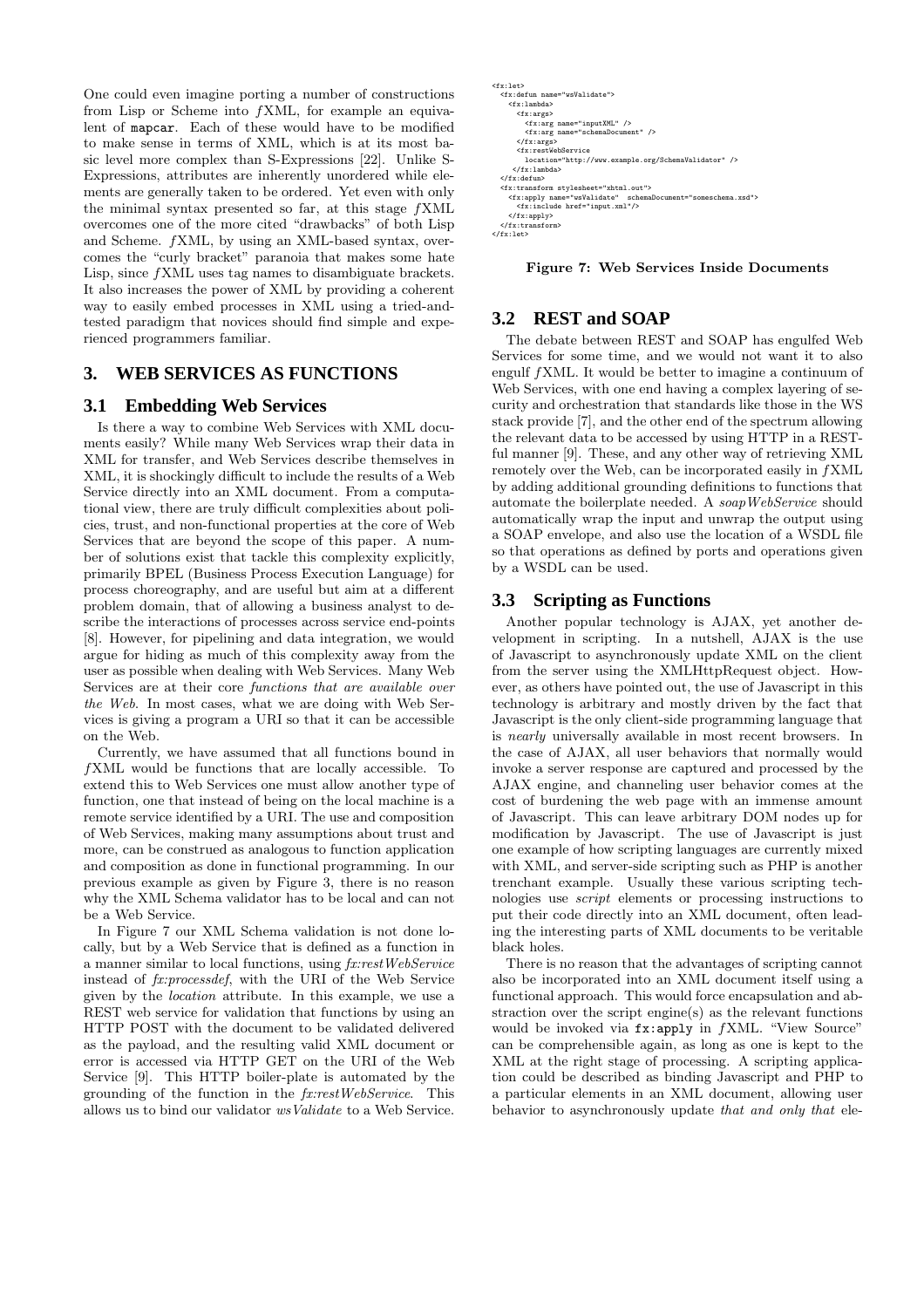One could even imagine porting a number of constructions from Lisp or Scheme into *f*XML, for example an equivalent of `mapcar`. Each of these would have to be modified to make sense in terms of XML, which is at its most basic level more complex than S-Expressions [22]. Unlike S-Expressions, attributes are inherently unordered while elements are generally taken to be ordered. Yet even with only the minimal syntax presented so far, at this stage *f*XML overcomes one of the more cited "drawbacks" of both Lisp and Scheme. *f*XML, by using an XML-based syntax, overcomes the "curly bracket" paranoia that makes some hate Lisp, since *f*XML uses tag names to disambiguate brackets. It also increases the power of XML by providing a coherent way to easily embed processes in XML using a tried-and-tested paradigm that novices should find simple and experienced programmers familiar.

## 3. WEB SERVICES AS FUNCTIONS

### 3.1 Embedding Web Services

Is there a way to combine Web Services with XML documents easily? While many Web Services wrap their data in XML for transfer, and Web Services describe themselves in XML, it is shockingly difficult to include the results of a Web Service directly into an XML document. From a computational view, there are truly difficult complexities about policies, trust, and non-functional properties at the core of Web Services that are beyond the scope of this paper. A number of solutions exist that tackle this complexity explicitly, primarily BPEL (Business Process Execution Language) for process choreography, and are useful but aim at a different problem domain, that of allowing a business analyst to describe the interactions of processes across service end-points [8]. However, for pipelining and data integration, we would argue for hiding as much of this complexity away from the user as possible when dealing with Web Services. Many Web Services are at their core *functions that are available over the Web*. In most cases, what we are doing with Web Services is giving a program a URI so that it can be accessible on the Web.

Currently, we have assumed that all functions bound in *f*XML would be functions that are locally accessible. To extend this to Web Services one must allow another type of function, one that instead of being on the local machine is a remote service identified by a URI. The use and composition of Web Services, making many assumptions about trust and more, can be construed as analogous to function application and composition as done in functional programming. In our previous example as given by Figure 3, there is no reason why the XML Schema validator has to be local and can not be a Web Service.

In Figure 7 our XML Schema validation is not done locally, but by a Web Service that is defined as a function in a manner similar to local functions, using *fx:restWebService* instead of *fx:processdef*, with the URI of the Web Service given by the *location* attribute. In this example, we use a REST web service for validation that functions by using an HTTP POST with the document to be validated delivered as the payload, and the resulting valid XML document or error is accessed via HTTP GET on the URI of the Web Service [9]. This HTTP boiler-plate is automated by the grounding of the function in the *fx:restWebService*. This allows us to bind our validator *wsValidate* to a Web Service.

```
<fx:let>
  <fx:defun name="wsValidate">
    <fx:lambda>
      <fx:args>
        <fx:arg name="inputXML" />
        <fx:arg name="schemaDocument" />
      </fx:args>
      <fx:restWebService
        location="http://www.example.org/SchemaValidator" />
    </fx:lambda>
  </fx:defun>
  <fx:transform stylesheet="xhtml.out">
    <fx:apply name="wsValidate"  schemaDocument="someschema.xsd">
      <fx:include href="input.xml"/>
    </fx:apply>
  </fx:transform>
</fx:let>
```

**Figure 7: Web Services Inside Documents**

### 3.2 REST and SOAP

The debate between REST and SOAP has engulfed Web Services for some time, and we would not want it to also engulf *f*XML. It would be better to imagine a continuum of Web Services, with one end having a complex layering of security and orchestration that standards like those in the WS stack provide [7], and the other end of the spectrum allowing the relevant data to be accessed by using HTTP in a RESTful manner [9]. These, and any other way of retrieving XML remotely over the Web, can be incorporated easily in *f*XML by adding additional grounding definitions to functions that automate the boilerplate needed. A *soapWebService* should automatically wrap the input and unwrap the output using a SOAP envelope, and also use the location of a WSDL file so that operations as defined by ports and operations given by a WSDL can be used.

### 3.3 Scripting as Functions

Another popular technology is AJAX, yet another development in scripting. In a nutshell, AJAX is the use of Javascript to asynchronously update XML on the client from the server using the XMLHttpRequest object. However, as others have pointed out, the use of Javascript in this technology is arbitrary and mostly driven by the fact that Javascript is the only client-side programming language that is *nearly* universally available in most recent browsers. In the case of AJAX, all user behaviors that normally would invoke a server response are captured and processed by the AJAX engine, and channeling user behavior comes at the cost of burdening the web page with an immense amount of Javascript. This can leave arbitrary DOM nodes up for modification by Javascript. The use of Javascript is just one example of how scripting languages are currently mixed with XML, and server-side scripting such as PHP is another trenchant example. Usually these various scripting technologies use *script* elements or processing instructions to put their code directly into an XML document, often leading the interesting parts of XML documents to be veritable black holes.

There is no reason that the advantages of scripting cannot also be incorporated into an XML document itself using a functional approach. This would force encapsulation and abstraction over the script engine(s) as the relevant functions would be invoked via `fx:apply` in *f*XML. "View Source" can be comprehensible again, as long as one is kept to the XML at the right stage of processing. A scripting application could be described as binding Javascript and PHP to a particular elements in an XML document, allowing user behavior to asynchronously update *that and only that* ele-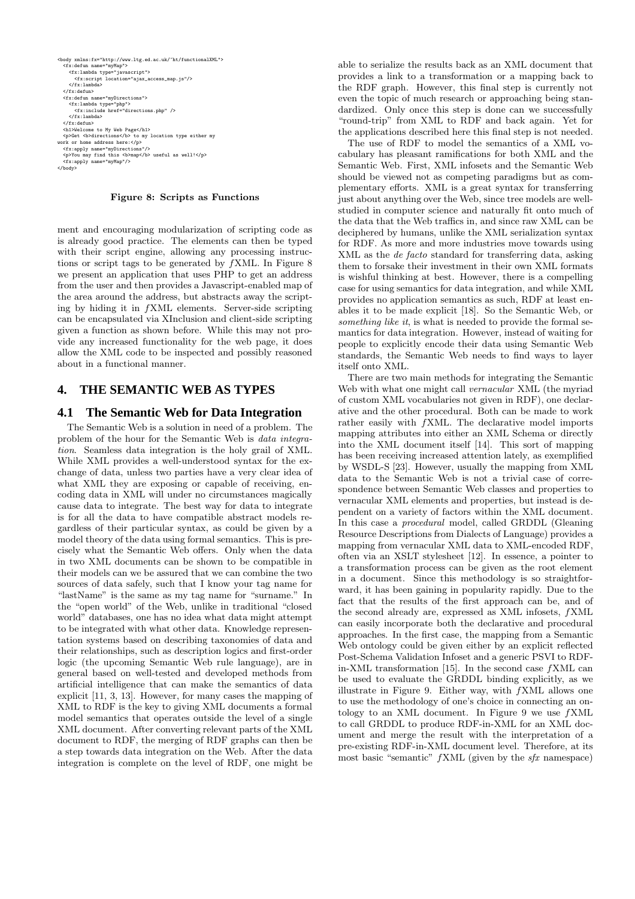```
<body xmlns:fx="http://www.ltg.ed.ac.uk/~ht/functionalXML">
  <fx:defun name="myMap">
    <fx:lambda type="javascript">
      <fx:script location="ajax_access_map.js"/>
    </fx:lambda>
  </fx:defun>
  <fx:defun name="myDirections">
    <fx:lambda type="php">
      <fx:include href="directions.php" />
    </fx:lambda>
  </fx:defun>
  <h1>Welcome to My Web Page</h1>
  <p>Get <b>directions</b> to my location type either my
work or home address here:</p>
  <fx:apply name="myDirections"/>
  <p>You may find this <b>map</b> useful as well!</p>
  <fx:apply name="myMap"/>
</body>
```

**Figure 8: Scripts as Functions**

ment and encouraging modularization of scripting code as is already good practice. The elements can then be typed with their script engine, allowing any processing instructions or script tags to be generated by *f*XML. In Figure 8 we present an application that uses PHP to get an address from the user and then provides a Javascript-enabled map of the area around the address, but abstracts away the scripting by hiding it in *f*XML elements. Server-side scripting can be encapsulated via XInclusion and client-side scripting given a function as shown before. While this may not provide any increased functionality for the web page, it does allow the XML code to be inspected and possibly reasoned about in a functional manner.

## 4. THE SEMANTIC WEB AS TYPES

### 4.1 The Semantic Web for Data Integration

The Semantic Web is a solution in need of a problem. The problem of the hour for the Semantic Web is *data integration*. Seamless data integration is the holy grail of XML. While XML provides a well-understood syntax for the exchange of data, unless two parties have a very clear idea of what XML they are exposing or capable of receiving, encoding data in XML will under no circumstances magically cause data to integrate. The best way for data to integrate is for all the data to have compatible abstract models regardless of their particular syntax, as could be given by a model theory of the data using formal semantics. This is precisely what the Semantic Web offers. Only when the data in two XML documents can be shown to be compatible in their models can we be assured that we can combine the two sources of data safely, such that I know your tag name for "lastName" is the same as my tag name for "surname." In the "open world" of the Web, unlike in traditional "closed world" databases, one has no idea what data might attempt to be integrated with what other data. Knowledge representation systems based on describing taxonomies of data and their relationships, such as description logics and first-order logic (the upcoming Semantic Web rule language), are in general based on well-tested and developed methods from artificial intelligence that can make the semantics of data explicit [11, 3, 13]. However, for many cases the mapping of XML to RDF is the key to giving XML documents a formal model semantics that operates outside the level of a single XML document. After converting relevant parts of the XML document to RDF, the merging of RDF graphs can then be a step towards data integration on the Web. After the data integration is complete on the level of RDF, one might be able to serialize the results back as an XML document that provides a link to a transformation or a mapping back to the RDF graph. However, this final step is currently not even the topic of much research or approaching being standardized. Only once this step is done can we successfully "round-trip" from XML to RDF and back again. Yet for the applications described here this final step is not needed.

The use of RDF to model the semantics of a XML vocabulary has pleasant ramifications for both XML and the Semantic Web. First, XML infosets and the Semantic Web should be viewed not as competing paradigms but as complementary efforts. XML is a great syntax for transferring just about anything over the Web, since tree models are well-studied in computer science and naturally fit onto much of the data that the Web traffics in, and since raw XML can be deciphered by humans, unlike the XML serialization syntax for RDF. As more and more industries move towards using XML as the *de facto* standard for transferring data, asking them to forsake their investment in their own XML formats is wishful thinking at best. However, there is a compelling case for using semantics for data integration, and while XML provides no application semantics as such, RDF at least enables it to be made explicit [18]. So the Semantic Web, or *something like it*, is what is needed to provide the formal semantics for data integration. However, instead of waiting for people to explicitly encode their data using Semantic Web standards, the Semantic Web needs to find ways to layer itself onto XML.

There are two main methods for integrating the Semantic Web with what one might call *vernacular* XML (the myriad of custom XML vocabularies not given in RDF), one declarative and the other procedural. Both can be made to work rather easily with *f*XML. The declarative model imports mapping attributes into either an XML Schema or directly into the XML document itself [14]. This sort of mapping has been receiving increased attention lately, as exemplified by WSDL-S [23]. However, usually the mapping from XML data to the Semantic Web is not a trivial case of correspondence between Semantic Web classes and properties to vernacular XML elements and properties, but instead is dependent on a variety of factors within the XML document. In this case a *procedural* model, called GRDDL (Gleaning Resource Descriptions from Dialects of Language) provides a mapping from vernacular XML data to XML-encoded RDF, often via an XSLT stylesheet [12]. In essence, a pointer to a transformation process can be given as the root element in a document. Since this methodology is so straightforward, it has been gaining in popularity rapidly. Due to the fact that the results of the first approach can be, and of the second already are, expressed as XML infosets, *f*XML can easily incorporate both the declarative and procedural approaches. In the first case, the mapping from a Semantic Web ontology could be given either by an explicit reflected Post-Schema Validation Infoset and a generic PSVI to RDF-in-XML transformation [15]. In the second case *f*XML can be used to evaluate the GRDDL binding explicitly, as we illustrate in Figure 9. Either way, with *f*XML allows one to use the methodology of one's choice in connecting an ontology to an XML document. In Figure 9 we use *f*XML to call GRDDL to produce RDF-in-XML for an XML document and merge the result with the interpretation of a pre-existing RDF-in-XML document level. Therefore, at its most basic "semantic" *f*XML (given by the *sfx* namespace)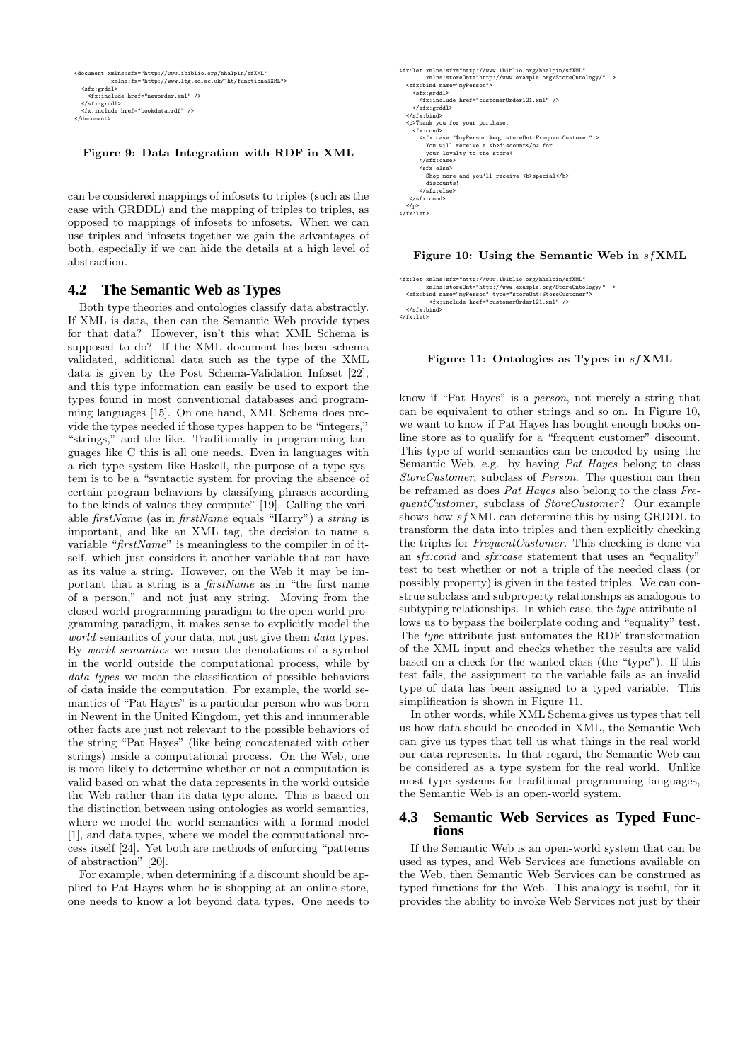```
<document xmlns:sfx="http://www.ibiblio.org/hhalpin/sfXML"
          xmlns:fx="http://www.ltg.ed.ac.uk/~ht/functionalXML">
  <sfx:grddl>
    <fx:include href="neworder.xml" />
  </sfx:grddl>
  <fx:include href="bookdata.rdf" />
</document>
```

**Figure 9: Data Integration with RDF in XML**

can be considered mappings of infosets to triples (such as the case with GRDDL) and the mapping of triples to triples, as opposed to mappings of infosets to infosets. When we can use triples and infosets together we gain the advantages of both, especially if we can hide the details at a high level of abstraction.

## 4.2 The Semantic Web as Types

Both type theories and ontologies classify data abstractly. If XML is data, then can the Semantic Web provide types for that data? However, isn't this what XML Schema is supposed to do? If the XML document has been schema validated, additional data such as the type of the XML data is given by the Post Schema-Validation Infoset [22], and this type information can easily be used to export the types found in most conventional databases and programming languages [15]. On one hand, XML Schema does provide the types needed if those types happen to be "integers," "strings," and the like. Traditionally in programming languages like C this is all one needs. Even in languages with a rich type system like Haskell, the purpose of a type system is to be a "syntactic system for proving the absence of certain program behaviors by classifying phrases according to the kinds of values they compute" [19]. Calling the variable *firstName* (as in *firstName* equals "Harry") a *string* is important, and like an XML tag, the decision to name a variable "*firstName*" is meaningless to the compiler in of itself, which just considers it another variable that can have as its value a string. However, on the Web it may be important that a string is a *firstName* as in "the first name of a person," and not just any string. Moving from the closed-world programming paradigm to the open-world programming paradigm, it makes sense to explicitly model the *world* semantics of your data, not just give them *data* types. By *world semantics* we mean the denotations of a symbol in the world outside the computational process, while by *data types* we mean the classification of possible behaviors of data inside the computation. For example, the world semantics of "Pat Hayes" is a particular person who was born in Newent in the United Kingdom, yet this and innumerable other facts are just not relevant to the possible behaviors of the string "Pat Hayes" (like being concatenated with other strings) inside a computational process. On the Web, one is more likely to determine whether or not a computation is valid based on what the data represents in the world outside the Web rather than its data type alone. This is based on the distinction between using ontologies as world semantics, where we model the world semantics with a formal model [1], and data types, where we model the computational process itself [24]. Yet both are methods of enforcing "patterns of abstraction" [20].

For example, when determining if a discount should be applied to Pat Hayes when he is shopping at an online store, one needs to know a lot beyond data types. One needs to

```
<fx:let xmlns:sfx="http://www.ibiblio.org/hhalpin/sfXML"
        xmlns:storeOnt="http://www.example.org/StoreOntology/" >
  <sfx:bind name="myPerson">
    <sfx:grddl>
      <fx:include href="customerOrder121.xml" />
    </sfx:grddl>
  </sfx:bind>
  <p>Thank you for your purchase.
    <fx:cond>
      <sfx:case "$myPerson &eq; storeOnt:FrequentCustomer" >
        You will receive a <b>discount</b> for
        your loyalty to the store!
      </sfx:case>
      <sfx:else>
        Shop more and you'll receive <b>special</b>
        discounts!
      </sfx:else>
    </sfx:cond>
  </p>
</fx:let>
```

**Figure 10: Using the Semantic Web in *sf*XML**

```
<fx:let xmlns:sfx="http://www.ibiblio.org/hhalpin/sfXML"
        xmlns:storeOnt="http://www.example.org/StoreOntology/" >
  <sfx:bind name="myPerson" type="storeOnt:StoreCustomer">
        <fx:include href="customerOrder121.xml" />
  </sfx:bind>
</fx:let>
```

**Figure 11: Ontologies as Types in *sf*XML**

know if "Pat Hayes" is a *person*, not merely a string that can be equivalent to other strings and so on. In Figure 10, we want to know if Pat Hayes has bought enough books online store as to qualify for a "frequent customer" discount. This type of world semantics can be encoded by using the Semantic Web, e.g. by having *Pat Hayes* belong to class *StoreCustomer*, subclass of *Person*. The question can then be reframed as does *Pat Hayes* also belong to the class *FrequentCustomer*, subclass of *StoreCustomer*? Our example shows how *sf*XML can determine this by using GRDDL to transform the data into triples and then explicitly checking the triples for *FrequentCustomer*. This checking is done via an *sfx:cond* and *sfx:case* statement that uses an "equality" test to test whether or not a triple of the needed class (or possibly property) is given in the tested triples. We can construe subclass and subproperty relationships as analogous to subtyping relationships. In which case, the *type* attribute allows us to bypass the boilerplate coding and "equality" test. The *type* attribute just automates the RDF transformation of the XML input and checks whether the results are valid based on a check for the wanted class (the "type"). If this test fails, the assignment to the variable fails as an invalid type of data has been assigned to a typed variable. This simplification is shown in Figure 11.

In other words, while XML Schema gives us types that tell us how data should be encoded in XML, the Semantic Web can give us types that tell us what things in the real world our data represents. In that regard, the Semantic Web can be considered as a type system for the real world. Unlike most type systems for traditional programming languages, the Semantic Web is an open-world system.

## 4.3 Semantic Web Services as Typed Functions

If the Semantic Web is an open-world system that can be used as types, and Web Services are functions available on the Web, then Semantic Web Services can be construed as typed functions for the Web. This analogy is useful, for it provides the ability to invoke Web Services not just by their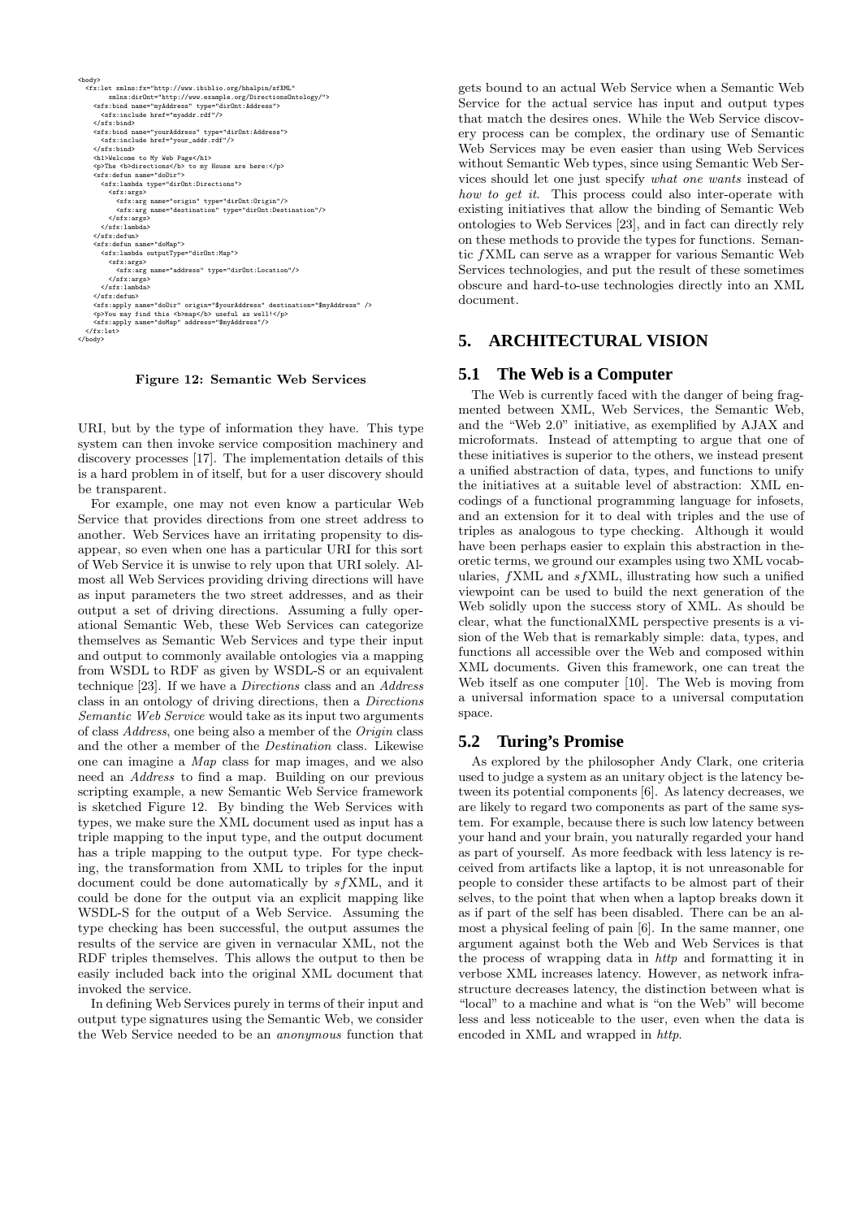```
<body>
  <fx:let xmlns:fx="http://www.ibiblio.org/hhalpin/sfXML"
        xmlns:dirOnt="http://www.example.org/DirectionsOntology/">
    <sfx:bind name="myAddress" type="dirOnt:Address">
      <sfx:include href="myaddr.rdf"/>
    </sfx:bind>
    <sfx:bind name="yourAddress" type="dirOnt:Address">
      <sfx:include href="your_addr.rdf"/>
    </sfx:bind>
    <h1>Welcome to My Web Page</h1>
    <p>The <b>directions</b> to my House are here:</p>
    <sfx:defun name="doDir">
      <sfx:lambda type="dirOnt:Directions">
        <sfx:args>
          <sfx:arg name="origin" type="dirOnt:Origin"/>
          <sfx:arg name="destination" type="dirOnt:Destination"/>
        </sfx:args>
      </sfx:lambda>
    </sfx:defun>
    <sfx:defun name="doMap">
      <sfx:lambda outputType="dirOnt:Map">
        <sfx:args>
          <sfx:arg name="address" type="dirOnt:Location"/>
        </sfx:args>
      </sfx:lambda>
    </sfx:defun>
    <sfx:apply name="doDir" origin="$yourAddress" destination="$myAddress" />
    <p>You may find this <b>map</b> useful as well!</p>
    <sfx:apply name="doMap" address="$myAddress"/>
  </fx:let>
</body>
```

**Figure 12: Semantic Web Services**

URI, but by the type of information they have. This type system can then invoke service composition machinery and discovery processes [17]. The implementation details of this is a hard problem in of itself, but for a user discovery should be transparent.

For example, one may not even know a particular Web Service that provides directions from one street address to another. Web Services have an irritating propensity to disappear, so even when one has a particular URI for this sort of Web Service it is unwise to rely upon that URI solely. Almost all Web Services providing driving directions will have as input parameters the two street addresses, and as their output a set of driving directions. Assuming a fully operational Semantic Web, these Web Services can categorize themselves as Semantic Web Services and type their input and output to commonly available ontologies via a mapping from WSDL to RDF as given by WSDL-S or an equivalent technique [23]. If we have a *Directions* class and an *Address* class in an ontology of driving directions, then a *Directions Semantic Web Service* would take as its input two arguments of class *Address*, one being also a member of the *Origin* class and the other a member of the *Destination* class. Likewise one can imagine a *Map* class for map images, and we also need an *Address* to find a map. Building on our previous scripting example, a new Semantic Web Service framework is sketched Figure 12. By binding the Web Services with types, we make sure the XML document used as input has a triple mapping to the input type, and the output document has a triple mapping to the output type. For type checking, the transformation from XML to triples for the input document could be done automatically by *sf*XML, and it could be done for the output via an explicit mapping like WSDL-S for the output of a Web Service. Assuming the type checking has been successful, the output assumes the results of the service are given in vernacular XML, not the RDF triples themselves. This allows the output to then be easily included back into the original XML document that invoked the service.

In defining Web Services purely in terms of their input and output type signatures using the Semantic Web, we consider the Web Service needed to be an *anonymous* function that gets bound to an actual Web Service when a Semantic Web Service for the actual service has input and output types that match the desires ones. While the Web Service discovery process can be complex, the ordinary use of Semantic Web Services may be even easier than using Web Services without Semantic Web types, since using Semantic Web Services should let one just specify *what one wants* instead of *how to get it*. This process could also inter-operate with existing initiatives that allow the binding of Semantic Web ontologies to Web Services [23], and in fact can directly rely on these methods to provide the types for functions. Semantic *f*XML can serve as a wrapper for various Semantic Web Services technologies, and put the result of these sometimes obscure and hard-to-use technologies directly into an XML document.

## 5. ARCHITECTURAL VISION

### 5.1 The Web is a Computer

The Web is currently faced with the danger of being fragmented between XML, Web Services, the Semantic Web, and the "Web 2.0" initiative, as exemplified by AJAX and microformats. Instead of attempting to argue that one of these initiatives is superior to the others, we instead present a unified abstraction of data, types, and functions to unify the initiatives at a suitable level of abstraction: XML encodings of a functional programming language for infosets, and an extension for it to deal with triples and the use of triples as analogous to type checking. Although it would have been perhaps easier to explain this abstraction in theoretic terms, we ground our examples using two XML vocabularies, *f*XML and *sf*XML, illustrating how such a unified viewpoint can be used to build the next generation of the Web solidly upon the success story of XML. As should be clear, what the functionalXML perspective presents is a vision of the Web that is remarkably simple: data, types, and functions all accessible over the Web and composed within XML documents. Given this framework, one can treat the Web itself as one computer [10]. The Web is moving from a universal information space to a universal computation space.

### 5.2 Turing's Promise

As explored by the philosopher Andy Clark, one criteria used to judge a system as an unitary object is the latency between its potential components [6]. As latency decreases, we are likely to regard two components as part of the same system. For example, because there is such low latency between your hand and your brain, you naturally regarded your hand as part of yourself. As more feedback with less latency is received from artifacts like a laptop, it is not unreasonable for people to consider these artifacts to be almost part of their selves, to the point that when when a laptop breaks down it as if part of the self has been disabled. There can be an almost a physical feeling of pain [6]. In the same manner, one argument against both the Web and Web Services is that the process of wrapping data in *http* and formatting it in verbose XML increases latency. However, as network infrastructure decreases latency, the distinction between what is "local" to a machine and what is "on the Web" will become less and less noticeable to the user, even when the data is encoded in XML and wrapped in *http*.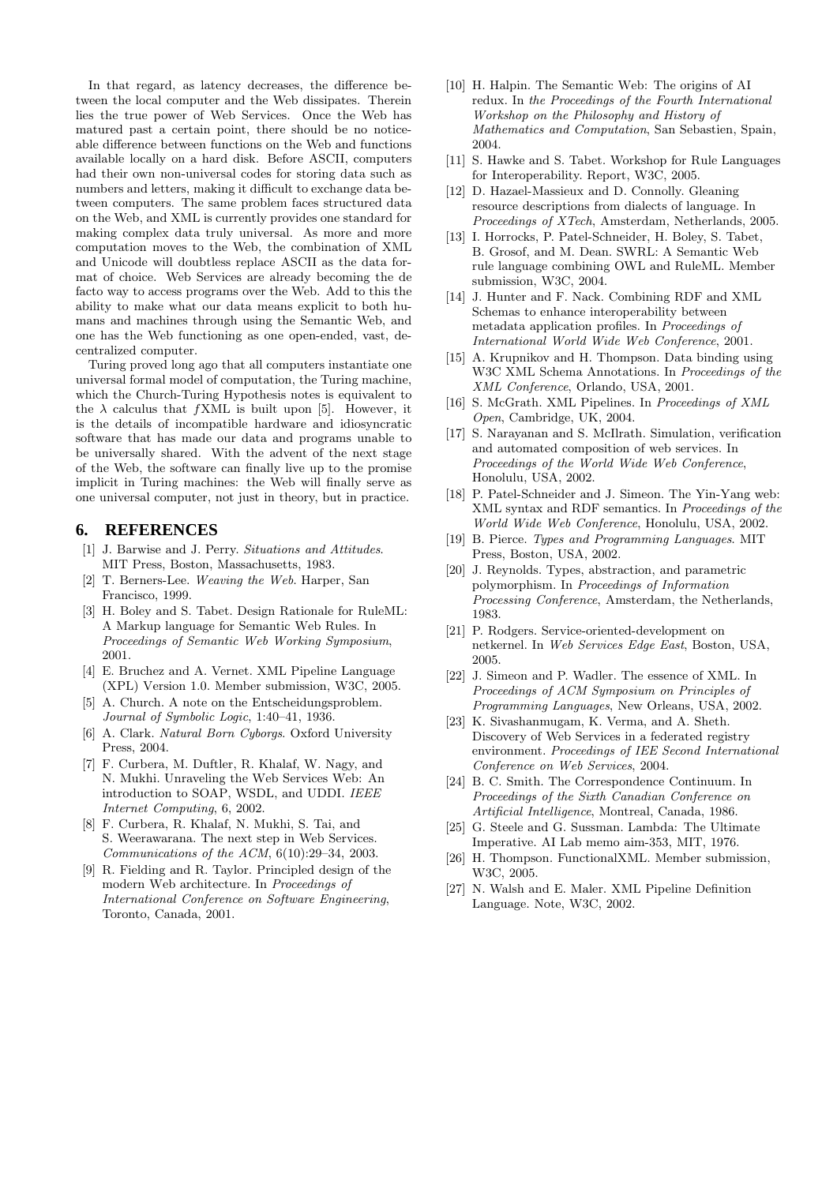In that regard, as latency decreases, the difference between the local computer and the Web dissipates. Therein lies the true power of Web Services. Once the Web has matured past a certain point, there should be no noticeable difference between functions on the Web and functions available locally on a hard disk. Before ASCII, computers had their own non-universal codes for storing data such as numbers and letters, making it difficult to exchange data between computers. The same problem faces structured data on the Web, and XML is currently provides one standard for making complex data truly universal. As more and more computation moves to the Web, the combination of XML and Unicode will doubtless replace ASCII as the data format of choice. Web Services are already becoming the de facto way to access programs over the Web. Add to this the ability to make what our data means explicit to both humans and machines through using the Semantic Web, and one has the Web functioning as one open-ended, vast, decentralized computer.

Turing proved long ago that all computers instantiate one universal formal model of computation, the Turing machine, which the Church-Turing Hypothesis notes is equivalent to the $\lambda$ calculus that $f$XML is built upon [5]. However, it is the details of incompatible hardware and idiosyncratic software that has made our data and programs unable to be universally shared. With the advent of the next stage of the Web, the software can finally live up to the promise implicit in Turing machines: the Web will finally serve as one universal computer, not just in theory, but in practice.

## 6. REFERENCES

[1] J. Barwise and J. Perry. *Situations and Attitudes*. MIT Press, Boston, Massachusetts, 1983.

[2] T. Berners-Lee. *Weaving the Web*. Harper, San Francisco, 1999.

[3] H. Boley and S. Tabet. Design Rationale for RuleML: A Markup language for Semantic Web Rules. In *Proceedings of Semantic Web Working Symposium*, 2001.

[4] E. Bruchez and A. Vernet. XML Pipeline Language (XPL) Version 1.0. Member submission, W3C, 2005.

[5] A. Church. A note on the Entscheidungsproblem. *Journal of Symbolic Logic*, 1:40–41, 1936.

[6] A. Clark. *Natural Born Cyborgs*. Oxford University Press, 2004.

[7] F. Curbera, M. Duftler, R. Khalaf, W. Nagy, and N. Mukhi. Unraveling the Web Services Web: An introduction to SOAP, WSDL, and UDDI. *IEEE Internet Computing*, 6, 2002.

[8] F. Curbera, R. Khalaf, N. Mukhi, S. Tai, and S. Weerawarana. The next step in Web Services. *Communications of the ACM*, 6(10):29–34, 2003.

[9] R. Fielding and R. Taylor. Principled design of the modern Web architecture. In *Proceedings of International Conference on Software Engineering*, Toronto, Canada, 2001.

[10] H. Halpin. The Semantic Web: The origins of AI redux. In *the Proceedings of the Fourth International Workshop on the Philosophy and History of Mathematics and Computation*, San Sebastien, Spain, 2004.

[11] S. Hawke and S. Tabet. Workshop for Rule Languages for Interoperability. Report, W3C, 2005.

[12] D. Hazael-Massieux and D. Connolly. Gleaning resource descriptions from dialects of language. In *Proceedings of XTech*, Amsterdam, Netherlands, 2005.

[13] I. Horrocks, P. Patel-Schneider, H. Boley, S. Tabet, B. Grosof, and M. Dean. SWRL: A Semantic Web rule language combining OWL and RuleML. Member submission, W3C, 2004.

[14] J. Hunter and F. Nack. Combining RDF and XML Schemas to enhance interoperability between metadata application profiles. In *Proceedings of International World Wide Web Conference*, 2001.

[15] A. Krupnikov and H. Thompson. Data binding using W3C XML Schema Annotations. In *Proceedings of the XML Conference*, Orlando, USA, 2001.

[16] S. McGrath. XML Pipelines. In *Proceedings of XML Open*, Cambridge, UK, 2004.

[17] S. Narayanan and S. McIlrath. Simulation, verification and automated composition of web services. In *Proceedings of the World Wide Web Conference*, Honolulu, USA, 2002.

[18] P. Patel-Schneider and J. Simeon. The Yin-Yang web: XML syntax and RDF semantics. In *Proceedings of the World Wide Web Conference*, Honolulu, USA, 2002.

[19] B. Pierce. *Types and Programming Languages*. MIT Press, Boston, USA, 2002.

[20] J. Reynolds. Types, abstraction, and parametric polymorphism. In *Proceedings of Information Processing Conference*, Amsterdam, the Netherlands, 1983.

[21] P. Rodgers. Service-oriented-development on netkernel. In *Web Services Edge East*, Boston, USA, 2005.

[22] J. Simeon and P. Wadler. The essence of XML. In *Proceedings of ACM Symposium on Principles of Programming Languages*, New Orleans, USA, 2002.

[23] K. Sivashanmugam, K. Verma, and A. Sheth. Discovery of Web Services in a federated registry environment. *Proceedings of IEE Second International Conference on Web Services*, 2004.

[24] B. C. Smith. The Correspondence Continuum. In *Proceedings of the Sixth Canadian Conference on Artificial Intelligence*, Montreal, Canada, 1986.

[25] G. Steele and G. Sussman. Lambda: The Ultimate Imperative. AI Lab memo aim-353, MIT, 1976.

[26] H. Thompson. FunctionalXML. Member submission, W3C, 2005.

[27] N. Walsh and E. Maler. XML Pipeline Definition Language. Note, W3C, 2002.